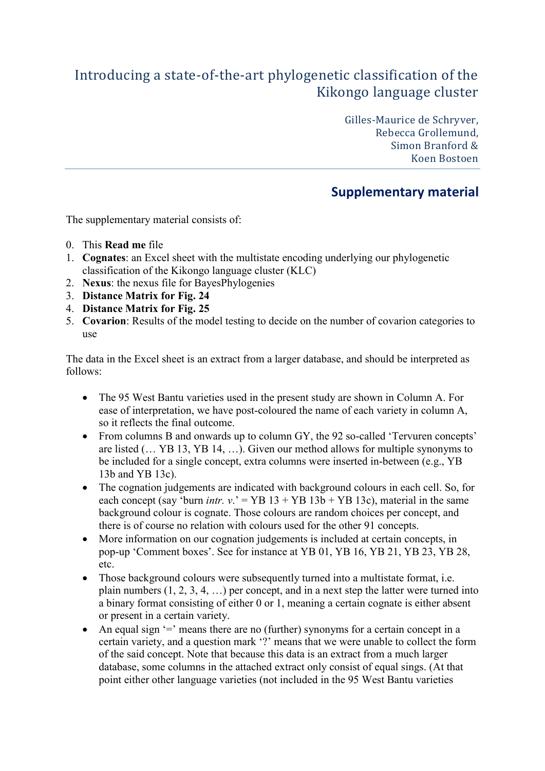# Introducing a state-of-the-art phylogenetic classification of the Kikongo language cluster

Gilles-Maurice de Schryver,
Rebecca Grollemund,
Simon Branford &
Koen Bostoen

## Supplementary material

The supplementary material consists of:

0. This **Read me** file
1. **Cognates**: an Excel sheet with the multistate encoding underlying our phylogenetic classification of the Kikongo language cluster (KLC)
2. **Nexus**: the nexus file for BayesPhylogenies
3. **Distance Matrix for Fig. 24**
4. **Distance Matrix for Fig. 25**
5. **Covarion**: Results of the model testing to decide on the number of covarion categories to use

The data in the Excel sheet is an extract from a larger database, and should be interpreted as follows:

- The 95 West Bantu varieties used in the present study are shown in Column A. For ease of interpretation, we have post-coloured the name of each variety in column A, so it reflects the final outcome.
- From columns B and onwards up to column GY, the 92 so-called 'Tervuren concepts' are listed (… YB 13, YB 14, …). Given our method allows for multiple synonyms to be included for a single concept, extra columns were inserted in-between (e.g., YB 13b and YB 13c).
- The cognation judgements are indicated with background colours in each cell. So, for each concept (say 'burn *intr. v.*' = YB 13 + YB 13b + YB 13c), material in the same background colour is cognate. Those colours are random choices per concept, and there is of course no relation with colours used for the other 91 concepts.
- More information on our cognation judgements is included at certain concepts, in pop-up 'Comment boxes'. See for instance at YB 01, YB 16, YB 21, YB 23, YB 28, etc.
- Those background colours were subsequently turned into a multistate format, i.e. plain numbers (1, 2, 3, 4, …) per concept, and in a next step the latter were turned into a binary format consisting of either 0 or 1, meaning a certain cognate is either absent or present in a certain variety.
- An equal sign '=' means there are no (further) synonyms for a certain concept in a certain variety, and a question mark '?' means that we were unable to collect the form of the said concept. Note that because this data is an extract from a much larger database, some columns in the attached extract only consist of equal sings. (At that point either other language varieties (not included in the 95 West Bantu varieties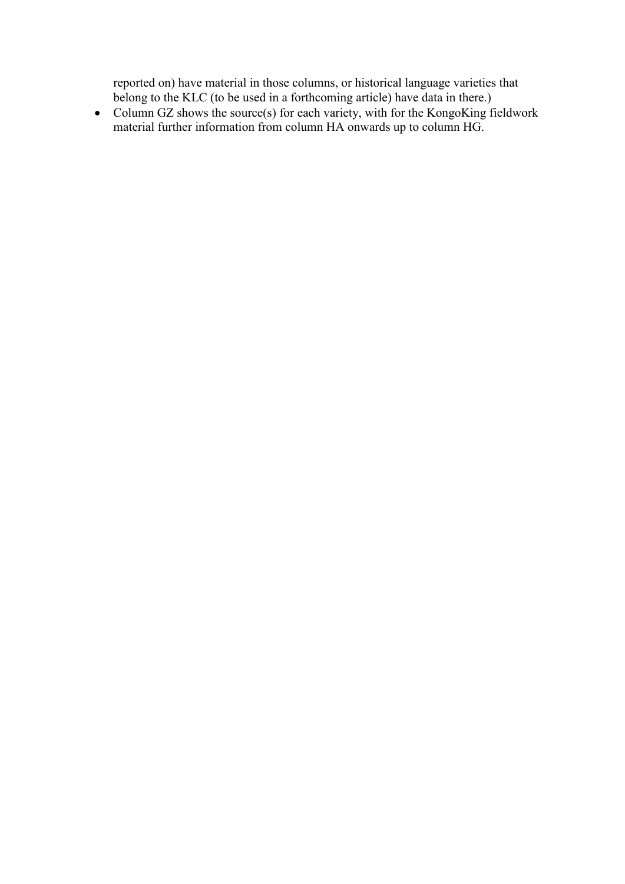reported on) have material in those columns, or historical language varieties that belong to the KLC (to be used in a forthcoming article) have data in there.)

- Column GZ shows the source(s) for each variety, with for the KongoKing fieldwork material further information from column HA onwards up to column HG.